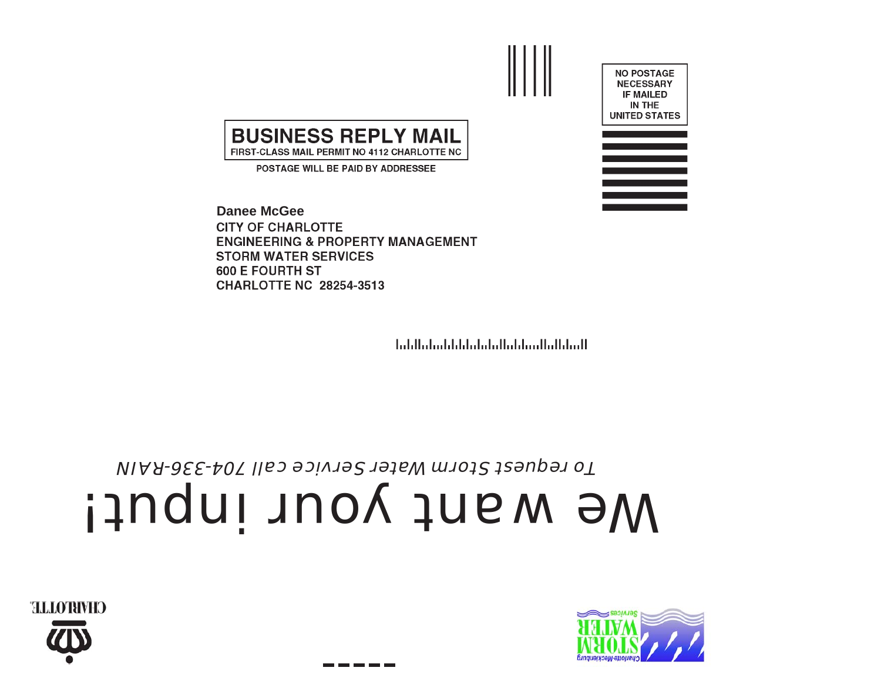NO POSTAGE NECESSARY IF MAILED IN THE UNITED STATES

**BUSINESS REPLY MAIL**

FIRST-CLASS MAIL PERMIT NO 4112 CHARLOTTE NC

POSTAGE WILL BE PAID BY ADDRESSEE

**Danee McGee**
CITY OF CHARLOTTE
ENGINEERING & PROPERTY MANAGEMENT
STORM WATER SERVICES
600 E FOURTH ST
CHARLOTTE NC 28254-3513

# We want your input!

*To request Storm Water Service call 704-336-RAIN*

CHARLOTTE

Charlotte-Mecklenburg STORM WATER Services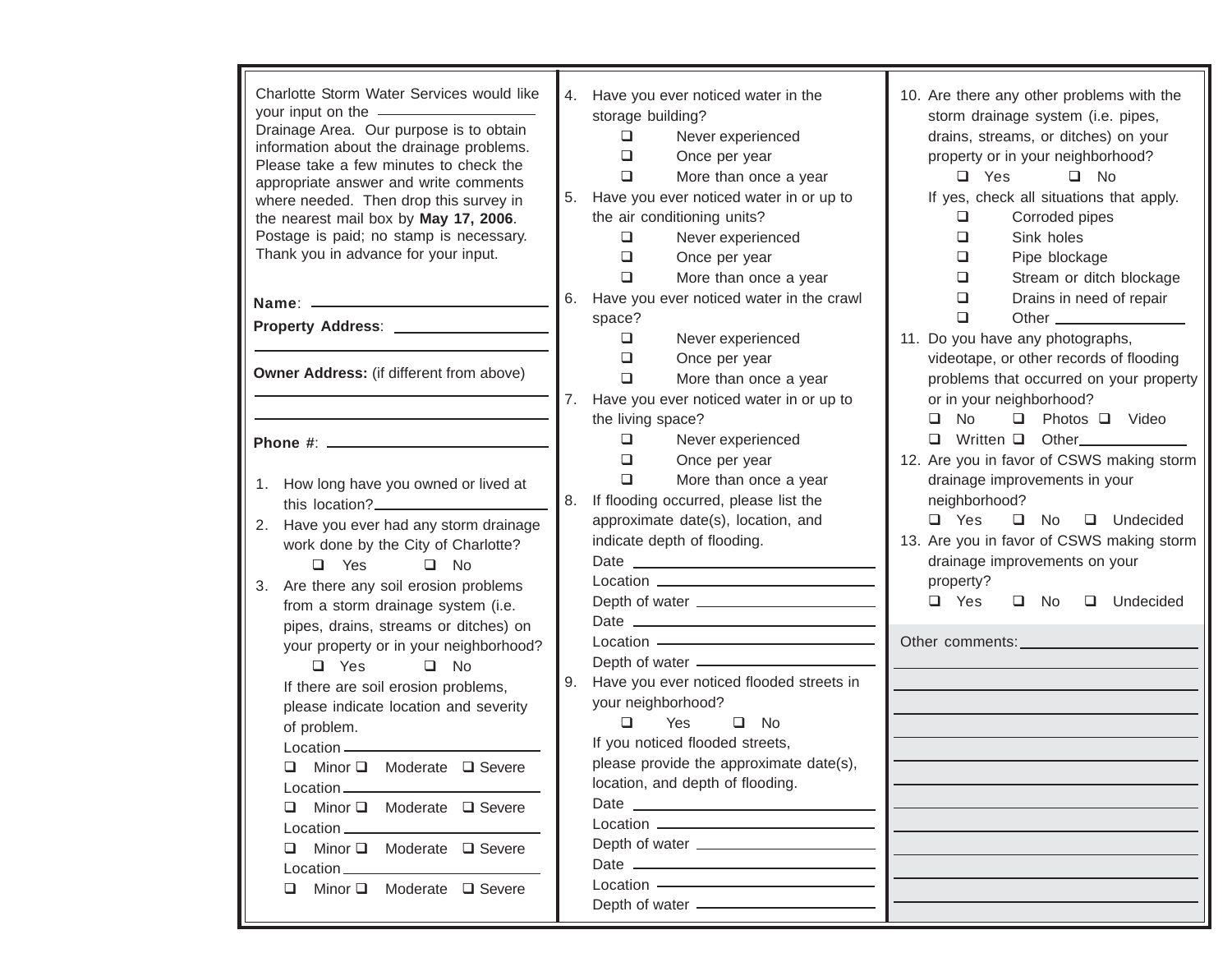Charlotte Storm Water Services would like your input on the ____________________ Drainage Area. Our purpose is to obtain information about the drainage problems. Please take a few minutes to check the appropriate answer and write comments where needed. Then drop this survey in the nearest mail box by **May 17, 2006**. Postage is paid; no stamp is necessary. Thank you in advance for your input.

**Name**: ______________________________

**Property Address**: ______________________________

______________________________

**Owner Address:** (if different from above)

______________________________

______________________________

**Phone #**: ______________________________

1. How long have you owned or lived at this location? ____________________
2. Have you ever had any storm drainage work done by the City of Charlotte?
   - ❑ Yes ❑ No
3. Are there any soil erosion problems from a storm drainage system (i.e. pipes, drains, streams or ditches) on your property or in your neighborhood?
   - ❑ Yes ❑ No

   If there are soil erosion problems, please indicate location and severity of problem.

   Location ____________________
   ❑ Minor ❑ Moderate ❑ Severe

   Location ____________________
   ❑ Minor ❑ Moderate ❑ Severe

   Location ____________________
   ❑ Minor ❑ Moderate ❑ Severe

   Location ____________________
   ❑ Minor ❑ Moderate ❑ Severe
4. Have you ever noticed water in the storage building?
   - ❑ Never experienced
   - ❑ Once per year
   - ❑ More than once a year
5. Have you ever noticed water in or up to the air conditioning units?
   - ❑ Never experienced
   - ❑ Once per year
   - ❑ More than once a year
6. Have you ever noticed water in the crawl space?
   - ❑ Never experienced
   - ❑ Once per year
   - ❑ More than once a year
7. Have you ever noticed water in or up to the living space?
   - ❑ Never experienced
   - ❑ Once per year
   - ❑ More than once a year
8. If flooding occurred, please list the approximate date(s), location, and indicate depth of flooding.

   Date ____________________
   Location ____________________
   Depth of water ____________________
   Date ____________________
   Location ____________________
   Depth of water ____________________
9. Have you ever noticed flooded streets in your neighborhood?
   - ❑ Yes ❑ No

   If you noticed flooded streets, please provide the approximate date(s), location, and depth of flooding.

   Date ____________________
   Location ____________________
   Depth of water ____________________
   Date ____________________
   Location ____________________
   Depth of water ____________________
10. Are there any other problems with the storm drainage system (i.e. pipes, drains, streams, or ditches) on your property or in your neighborhood?
    - ❑ Yes ❑ No

    If yes, check all situations that apply.
    - ❑ Corroded pipes
    - ❑ Sink holes
    - ❑ Pipe blockage
    - ❑ Stream or ditch blockage
    - ❑ Drains in need of repair
    - ❑ Other ____________________
11. Do you have any photographs, videotape, or other records of flooding problems that occurred on your property or in your neighborhood?
    - ❑ No ❑ Photos ❑ Video
    - ❑ Written ❑ Other ____________________
12. Are you in favor of CSWS making storm drainage improvements in your neighborhood?
    - ❑ Yes ❑ No ❑ Undecided
13. Are you in favor of CSWS making storm drainage improvements on your property?
    - ❑ Yes ❑ No ❑ Undecided

Other comments: ____________________

______________________________

______________________________

______________________________

______________________________

______________________________

______________________________

______________________________

______________________________

______________________________

______________________________

______________________________